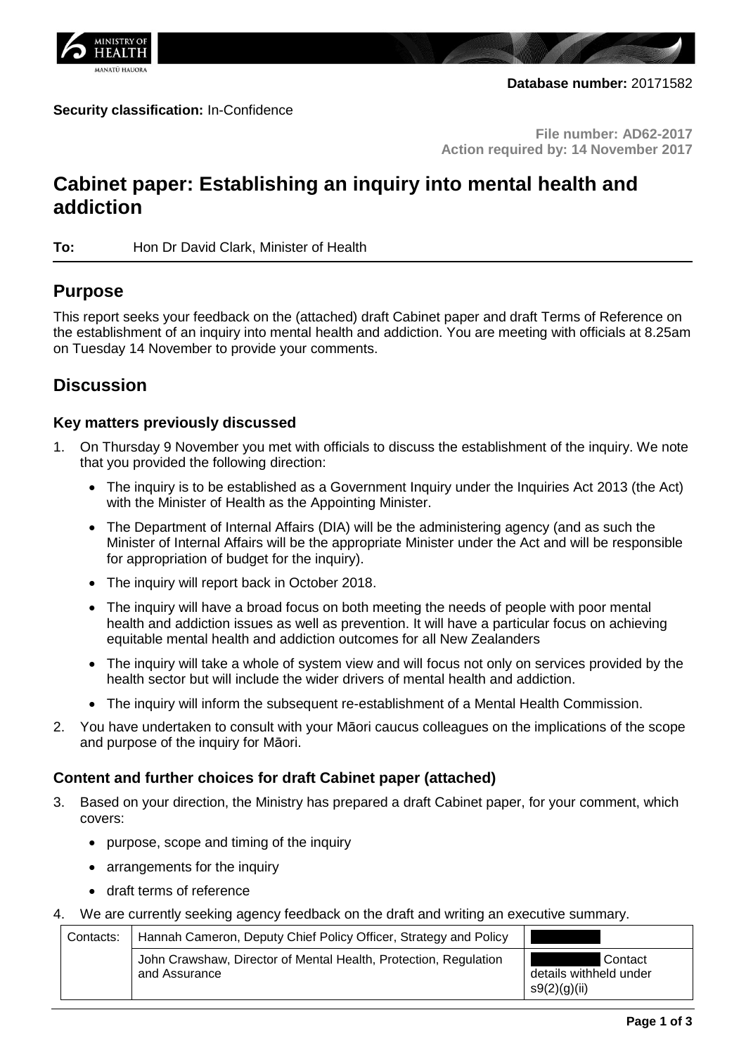**Database number:** 20171582

**Security classification:** In-Confidence

**File number: AD62-2017**
**Action required by: 14 November 2017**

# Cabinet paper: Establishing an inquiry into mental health and addiction

**To:** Hon Dr David Clark, Minister of Health

## Purpose

This report seeks your feedback on the (attached) draft Cabinet paper and draft Terms of Reference on the establishment of an inquiry into mental health and addiction. You are meeting with officials at 8.25am on Tuesday 14 November to provide your comments.

## Discussion

### Key matters previously discussed

1. On Thursday 9 November you met with officials to discuss the establishment of the inquiry. We note that you provided the following direction:
   - The inquiry is to be established as a Government Inquiry under the Inquiries Act 2013 (the Act) with the Minister of Health as the Appointing Minister.
   - The Department of Internal Affairs (DIA) will be the administering agency (and as such the Minister of Internal Affairs will be the appropriate Minister under the Act and will be responsible for appropriation of budget for the inquiry).
   - The inquiry will report back in October 2018.
   - The inquiry will have a broad focus on both meeting the needs of people with poor mental health and addiction issues as well as prevention. It will have a particular focus on achieving equitable mental health and addiction outcomes for all New Zealanders
   - The inquiry will take a whole of system view and will focus not only on services provided by the health sector but will include the wider drivers of mental health and addiction.
   - The inquiry will inform the subsequent re-establishment of a Mental Health Commission.
2. You have undertaken to consult with your Māori caucus colleagues on the implications of the scope and purpose of the inquiry for Māori.

### Content and further choices for draft Cabinet paper (attached)

3. Based on your direction, the Ministry has prepared a draft Cabinet paper, for your comment, which covers:
   - purpose, scope and timing of the inquiry
   - arrangements for the inquiry
   - draft terms of reference
4. We are currently seeking agency feedback on the draft and writing an executive summary.

| Contacts: | Hannah Cameron, Deputy Chief Policy Officer, Strategy and Policy | |
|---|---|---|
| | John Crawshaw, Director of Mental Health, Protection, Regulation and Assurance | Contact details withheld under s9(2)(g)(ii) |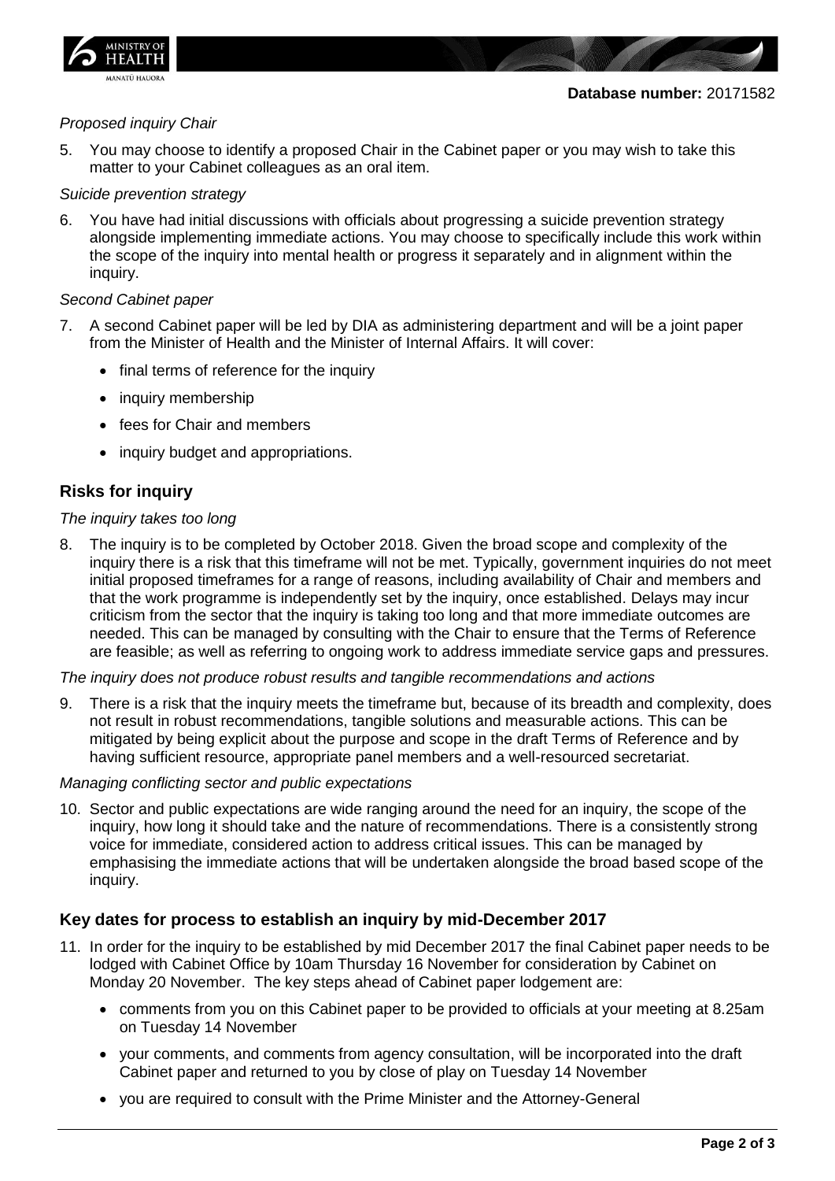**Database number:** 20171582

*Proposed inquiry Chair*

5. You may choose to identify a proposed Chair in the Cabinet paper or you may wish to take this matter to your Cabinet colleagues as an oral item.

*Suicide prevention strategy*

6. You have had initial discussions with officials about progressing a suicide prevention strategy alongside implementing immediate actions. You may choose to specifically include this work within the scope of the inquiry into mental health or progress it separately and in alignment within the inquiry.

*Second Cabinet paper*

7. A second Cabinet paper will be led by DIA as administering department and will be a joint paper from the Minister of Health and the Minister of Internal Affairs. It will cover:
   - final terms of reference for the inquiry
   - inquiry membership
   - fees for Chair and members
   - inquiry budget and appropriations.

## Risks for inquiry

*The inquiry takes too long*

8. The inquiry is to be completed by October 2018. Given the broad scope and complexity of the inquiry there is a risk that this timeframe will not be met. Typically, government inquiries do not meet initial proposed timeframes for a range of reasons, including availability of Chair and members and that the work programme is independently set by the inquiry, once established. Delays may incur criticism from the sector that the inquiry is taking too long and that more immediate outcomes are needed. This can be managed by consulting with the Chair to ensure that the Terms of Reference are feasible; as well as referring to ongoing work to address immediate service gaps and pressures.

*The inquiry does not produce robust results and tangible recommendations and actions*

9. There is a risk that the inquiry meets the timeframe but, because of its breadth and complexity, does not result in robust recommendations, tangible solutions and measurable actions. This can be mitigated by being explicit about the purpose and scope in the draft Terms of Reference and by having sufficient resource, appropriate panel members and a well-resourced secretariat.

*Managing conflicting sector and public expectations*

10. Sector and public expectations are wide ranging around the need for an inquiry, the scope of the inquiry, how long it should take and the nature of recommendations. There is a consistently strong voice for immediate, considered action to address critical issues. This can be managed by emphasising the immediate actions that will be undertaken alongside the broad based scope of the inquiry.

## Key dates for process to establish an inquiry by mid-December 2017

11. In order for the inquiry to be established by mid December 2017 the final Cabinet paper needs to be lodged with Cabinet Office by 10am Thursday 16 November for consideration by Cabinet on Monday 20 November. The key steps ahead of Cabinet paper lodgement are:
   - comments from you on this Cabinet paper to be provided to officials at your meeting at 8.25am on Tuesday 14 November
   - your comments, and comments from agency consultation, will be incorporated into the draft Cabinet paper and returned to you by close of play on Tuesday 14 November
   - you are required to consult with the Prime Minister and the Attorney-General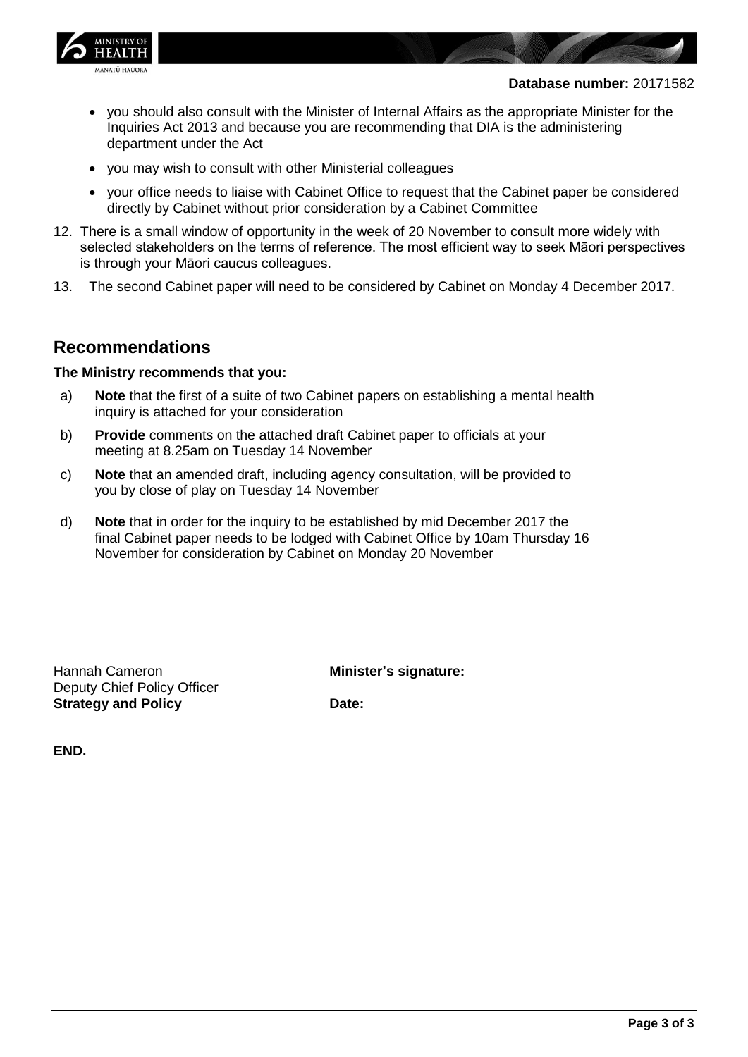**Database number:** 20171582

- you should also consult with the Minister of Internal Affairs as the appropriate Minister for the Inquiries Act 2013 and because you are recommending that DIA is the administering department under the Act
- you may wish to consult with other Ministerial colleagues
- your office needs to liaise with Cabinet Office to request that the Cabinet paper be considered directly by Cabinet without prior consideration by a Cabinet Committee

12. There is a small window of opportunity in the week of 20 November to consult more widely with selected stakeholders on the terms of reference. The most efficient way to seek Māori perspectives is through your Māori caucus colleagues.
13. The second Cabinet paper will need to be considered by Cabinet on Monday 4 December 2017.

## Recommendations

**The Ministry recommends that you:**

a) **Note** that the first of a suite of two Cabinet papers on establishing a mental health inquiry is attached for your consideration

b) **Provide** comments on the attached draft Cabinet paper to officials at your meeting at 8.25am on Tuesday 14 November

c) **Note** that an amended draft, including agency consultation, will be provided to you by close of play on Tuesday 14 November

d) **Note** that in order for the inquiry to be established by mid December 2017 the final Cabinet paper needs to be lodged with Cabinet Office by 10am Thursday 16 November for consideration by Cabinet on Monday 20 November

Hannah Cameron
Deputy Chief Policy Officer
**Strategy and Policy**

**Minister's signature:**

**Date:**

**END.**